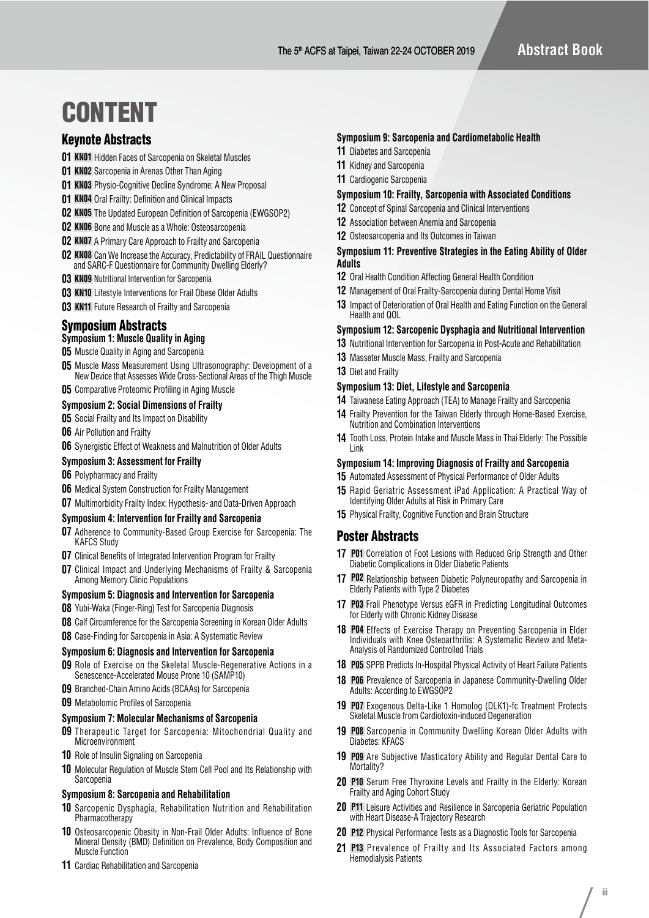# CONTENT

## Keynote Abstracts

- **01** **KN01** Hidden Faces of Sarcopenia on Skeletal Muscles
- **01** **KN02** Sarcopenia in Arenas Other Than Aging
- **01** **KN03** Physio-Cognitive Decline Syndrome: A New Proposal
- **01** **KN04** Oral Frailty: Definition and Clinical Impacts
- **02** **KN05** The Updated European Definition of Sarcopenia (EWGSOP2)
- **02** **KN06** Bone and Muscle as a Whole: Osteosarcopenia
- **02** **KN07** A Primary Care Approach to Frailty and Sarcopenia
- **02** **KN08** Can We Increase the Accuracy, Predictability of FRAIL Questionnaire and SARC-F Questionnaire for Community Dwelling Elderly?
- **03** **KN09** Nutritional Intervention for Sarcopenia
- **03** **KN10** Lifestyle Interventions for Frail Obese Older Adults
- **03** **KN11** Future Research of Frailty and Sarcopenia

## Symposium Abstracts

### Symposium 1: Muscle Quality in Aging

- **05** Muscle Quality in Aging and Sarcopenia
- **05** Muscle Mass Measurement Using Ultrasonography: Development of a New Device that Assesses Wide Cross-Sectional Areas of the Thigh Muscle
- **05** Comparative Proteomic Profiling in Aging Muscle

### Symposium 2: Social Dimensions of Frailty

- **05** Social Frailty and Its Impact on Disability
- **06** Air Pollution and Frailty
- **06** Synergistic Effect of Weakness and Malnutrition of Older Adults

### Symposium 3: Assessment for Frailty

- **06** Polypharmacy and Frailty
- **06** Medical System Construction for Frailty Management
- **07** Multimorbidity Frailty Index: Hypothesis- and Data-Driven Approach

### Symposium 4: Intervention for Frailty and Sarcopenia

- **07** Adherence to Community-Based Group Exercise for Sarcopenia: The KAFCS Study
- **07** Clinical Benefits of Integrated Intervention Program for Frailty
- **07** Clinical Impact and Underlying Mechanisms of Frailty & Sarcopenia Among Memory Clinic Populations

### Symposium 5: Diagnosis and Intervention for Sarcopenia

- **08** Yubi-Waka (Finger-Ring) Test for Sarcopenia Diagnosis
- **08** Calf Circumference for the Sarcopenia Screening in Korean Older Adults
- **08** Case-Finding for Sarcopenia in Asia: A Systematic Review

### Symposium 6: Diagnosis and Intervention for Sarcopenia

- **09** Role of Exercise on the Skeletal Muscle-Regenerative Actions in a Senescence-Accelerated Mouse Prone 10 (SAMP10)
- **09** Branched-Chain Amino Acids (BCAAs) for Sarcopenia
- **09** Metabolomic Profiles of Sarcopenia

### Symposium 7: Molecular Mechanisms of Sarcopenia

- **09** Therapeutic Target for Sarcopenia: Mitochondrial Quality and Microenvironment
- **10** Role of Insulin Signaling on Sarcopenia
- **10** Molecular Regulation of Muscle Stem Cell Pool and Its Relationship with Sarcopenia

### Symposium 8: Sarcopenia and Rehabilitation

- **10** Sarcopenic Dysphagia, Rehabilitation Nutrition and Rehabilitation Pharmacotherapy
- **10** Osteosarcopenic Obesity in Non-Frail Older Adults: Influence of Bone Mineral Density (BMD) Definition on Prevalence, Body Composition and Muscle Function
- **11** Cardiac Rehabilitation and Sarcopenia

### Symposium 9: Sarcopenia and Cardiometabolic Health

- **11** Diabetes and Sarcopenia
- **11** Kidney and Sarcopenia
- **11** Cardiogenic Sarcopenia

### Symposium 10: Frailty, Sarcopenia with Associated Conditions

- **12** Concept of Spinal Sarcopenia and Clinical Interventions
- **12** Association between Anemia and Sarcopenia
- **12** Osteosarcopenia and Its Outcomes in Taiwan

### Symposium 11: Preventive Strategies in the Eating Ability of Older Adults

- **12** Oral Health Condition Affecting General Health Condition
- **12** Management of Oral Frailty-Sarcopenia during Dental Home Visit
- **13** Impact of Deterioration of Oral Health and Eating Function on the General Health and QOL

### Symposium 12: Sarcopenic Dysphagia and Nutritional Intervention

- **13** Nutritional Intervention for Sarcopenia in Post-Acute and Rehabilitation
- **13** Masseter Muscle Mass, Frailty and Sarcopenia
- **13** Diet and Frailty

### Symposium 13: Diet, Lifestyle and Sarcopenia

- **14** Taiwanese Eating Approach (TEA) to Manage Frailty and Sarcopenia
- **14** Frailty Prevention for the Taiwan Elderly through Home-Based Exercise, Nutrition and Combination Interventions
- **14** Tooth Loss, Protein Intake and Muscle Mass in Thai Elderly: The Possible Link

### Symposium 14: Improving Diagnosis of Frailty and Sarcopenia

- **15** Automated Assessment of Physical Performance of Older Adults
- **15** Rapid Geriatric Assessment iPad Application: A Practical Way of Identifying Older Adults at Risk in Primary Care
- **15** Physical Frailty, Cognitive Function and Brain Structure

## Poster Abstracts

- **17** **P01** Correlation of Foot Lesions with Reduced Grip Strength and Other Diabetic Complications in Older Diabetic Patients
- **17** **P02** Relationship between Diabetic Polyneuropathy and Sarcopenia in Elderly Patients with Type 2 Diabetes
- **17** **P03** Frail Phenotype Versus eGFR in Predicting Longitudinal Outcomes for Elderly with Chronic Kidney Disease
- **18** **P04** Effects of Exercise Therapy on Preventing Sarcopenia in Elder Individuals with Knee Osteoarthritis: A Systematic Review and Meta-Analysis of Randomized Controlled Trials
- **18** **P05** SPPB Predicts In-Hospital Physical Activity of Heart Failure Patients
- **18** **P06** Prevalence of Sarcopenia in Japanese Community-Dwelling Older Adults: According to EWGSOP2
- **19** **P07** Exogenous Delta-Like 1 Homolog (DLK1)-fc Treatment Protects Skeletal Muscle from Cardiotoxin-induced Degeneration
- **19** **P08** Sarcopenia in Community Dwelling Korean Older Adults with Diabetes: KFACS
- **19** **P09** Are Subjective Masticatory Ability and Regular Dental Care to Mortality?
- **20** **P10** Serum Free Thyroxine Levels and Frailty in the Elderly: Korean Frailty and Aging Cohort Study
- **20** **P11** Leisure Activities and Resilience in Sarcopenia Geriatric Population with Heart Disease-A Trajectory Research
- **20** **P12** Physical Performance Tests as a Diagnostic Tools for Sarcopenia
- **21** **P13** Prevalence of Frailty and Its Associated Factors among Hemodialysis Patients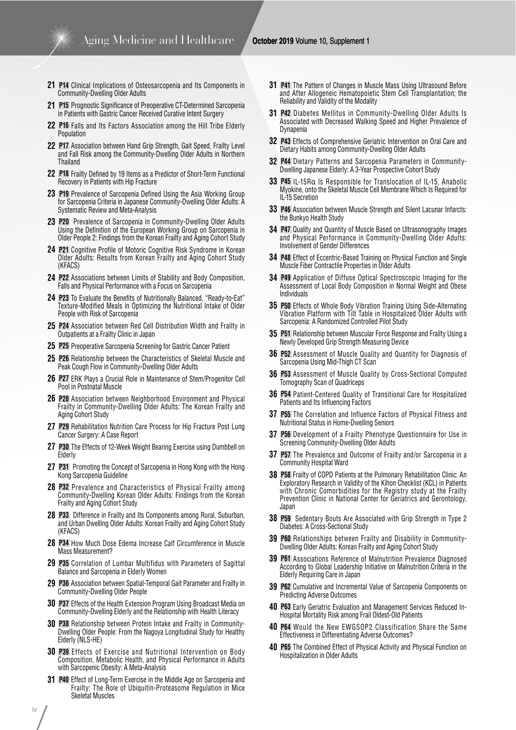**21** **P14** Clinical Implications of Osteosarcopenia and Its Components in Community-Dwelling Older Adults

**21** **P15** Prognostic Significance of Preoperative CT-Determined Sarcopenia in Patients with Gastric Cancer Received Curative Intent Surgery

**22** **P16** Falls and Its Factors Association among the Hill Tribe Elderly Population

**22** **P17** Association between Hand Grip Strength, Gait Speed, Frailty Level and Fall Risk among the Community-Dwelling Older Adults in Northern Thailand

**22** **P18** Frailty Defined by 19 Items as a Predictor of Short-Term Functional Recovery in Patients with Hip Fracture

**23** **P19** Prevalence of Sarcopenia Defined Using the Asia Working Group for Sarcopenia Criteria in Japanese Community-Dwelling Older Adults: A Systematic Review and Meta-Analysis

**23** **P20** Prevalence of Sarcopenia in Community-Dwelling Older Adults Using the Definition of the European Working Group on Sarcopenia in Older People 2: Findings from the Korean Frailty and Aging Cohort Study

**24** **P21** Cognitive Profile of Motoric Cognitive Risk Syndrome in Korean Older Adults: Results from Korean Frailty and Aging Cohort Study (KFACS)

**24** **P22** Associations between Limits of Stability and Body Composition, Falls and Physical Performance with a Focus on Sarcopenia

**24** **P23** To Evaluate the Benefits of Nutritionally Balanced, "Ready-to-Eat" Texture-Modified Meals in Optimizing the Nutritional Intake of Older People with Risk of Sarcopenia

**25** **P24** Association between Red Cell Distribution Width and Frailty in Outpatients at a Frailty Clinic in Japan

**25** **P25** Preoperative Sarcopenia Screening for Gastric Cancer Patient

**25** **P26** Relationship between the Characteristics of Skeletal Muscle and Peak Cough Flow in Community-Dwelling Older Adults

**26** **P27** ERK Plays a Crucial Role in Maintenance of Stem/Progenitor Cell Pool in Postnatal Muscle

**26** **P28** Association between Neighborhood Environment and Physical Frailty in Community-Dwelling Older Adults: The Korean Frailty and Aging Cohort Study

**27** **P29** Rehabilitation Nutrition Care Process for Hip Fracture Post Lung Cancer Surgery: A Case Report

**27** **P30** The Effects of 12-Week Weight Bearing Exercise using Dumbbell on Elderly

**27** **P31** Promoting the Concept of Sarcopenia in Hong Kong with the Hong Kong Sarcopenia Guideline

**28** **P32** Prevalence and Characteristics of Physical Frailty among Community-Dwelling Korean Older Adults: Findings from the Korean Frailty and Aging Cohort Study

**28** **P33** Difference in Frailty and Its Components among Rural, Suburban, and Urban Dwelling Older Adults: Korean Frailty and Aging Cohort Study (KFACS)

**28** **P34** How Much Dose Edema Increase Calf Circumference in Muscle Mass Measurement?

**29** **P35** Correlation of Lumbar Multifidus with Parameters of Sagittal Balance and Sarcopenia in Elderly Women

**29** **P36** Association between Spatial-Temporal Gait Parameter and Frailty in Community-Dwelling Older People

**30** **P37** Effects of the Health Extension Program Using Broadcast Media on Community-Dwelling Elderly and the Relationship with Health Literacy

**30** **P38** Relationship between Protein Intake and Frailty in Community-Dwelling Older People: From the Nagoya Longitudinal Study for Healthy Elderly (NLS-HE)

**30** **P39** Effects of Exercise and Nutritional Intervention on Body Composition, Metabolic Health, and Physical Performance in Adults with Sarcopenic Obesity: A Meta-Analysis

**31** **P40** Effect of Long-Term Exercise in the Middle Age on Sarcopenia and Frailty: The Role of Ubiquitin-Proteasome Regulation in Mice Skeletal Muscles

**31** **P41** The Pattern of Changes in Muscle Mass Using Ultrasound Before and After Allogeneic Hematopoietic Stem Cell Transplantation; the Reliability and Validity of the Modality

**31** **P42** Diabetes Mellitus in Community-Dwelling Older Adults Is Associated with Decreased Walking Speed and Higher Prevalence of Dynapenia

**32** **P43** Effects of Comprehensive Geriatric Intervention on Oral Care and Dietary Habits among Community-Dwelling Older Adults

**32** **P44** Dietary Patterns and Sarcopenia Parameters in Community-Dwelling Japanese Elderly: A 3-Year Prospective Cohort Study

**33** **P45** IL-15Rα Is Responsible for Translocation of IL-15, Anabolic Myokine, onto the Skeletal Muscle Cell Membrane Which Is Required for IL-15 Secretion

**33** **P46** Association between Muscle Strength and Silent Lacunar Infarcts: the Bunkyo Health Study

**34** **P47** Quality and Quantity of Muscle Based on Ultrasonography Images and Physical Performance in Community-Dwelling Older Adults: Involvement of Gender Differences

**34** **P48** Effect of Eccentric-Based Training on Physical Function and Single Muscle Fiber Contractile Properties in Older Adults

**34** **P49** Application of Diffuse Optical Spectroscopic Imaging for the Assessment of Local Body Composition in Normal Weight and Obese Individuals

**35** **P50** Effects of Whole Body Vibration Training Using Side-Alternating Vibration Platform with Tilt Table in Hospitalized Older Adults with Sarcopenia: A Randomized Controlled Pilot Study

**35** **P51** Relationship between Muscular Force Response and Frailty Using a Newly Developed Grip Strength Measuring Device

**36** **P52** Assessment of Muscle Quality and Quantity for Diagnosis of Sarcopenia Using Mid-Thigh CT Scan

**36** **P53** Assessment of Muscle Quality by Cross-Sectional Computed Tomography Scan of Quadriceps

**36** **P54** Patient-Centered Quality of Transitional Care for Hospitalized Patients and Its Influencing Factors

**37** **P55** The Correlation and Influence Factors of Physical Fitness and Nutritional Status in Home-Dwelling Seniors

**37** **P56** Development of a Frailty Phenotype Questionnaire for Use in Screening Community-Dwelling Older Adults

**37** **P57** The Prevalence and Outcome of Frailty and/or Sarcopenia in a Community Hospital Ward

**38** **P58** Frailty of COPD Patients at the Pulmonary Rehabilitation Clinic: An Exploratory Research in Validity of the Kihon Checklist (KCL) in Patients with Chronic Comorbidities for the Registry study at the Frailty Prevention Clinic in National Center for Geriatrics and Gerontology, Japan

**38** **P59** Sedentary Bouts Are Associated with Grip Strength in Type 2 Diabetes: A Cross-Sectional Study

**39** **P60** Relationships between Frailty and Disability in Community-Dwelling Older Adults: Korean Frailty and Aging Cohort Study

**39** **P61** Associations Reference of Malnutrition Prevalence Diagnosed According to Global Leadership Initiative on Malnutrition Criteria in the Elderly Requiring Care in Japan

**39** **P62** Cumulative and Incremental Value of Sarcopenia Components on Predicting Adverse Outcomes

**40** **P63** Early Geriatric Evaluation and Management Services Reduced In-Hospital Mortality Risk among Frail Oldest-Old Patients

**40** **P64** Would the New EWGSOP2 Classification Share the Same Effectiveness in Differentiating Adverse Outcomes?

**40** **P65** The Combined Effect of Physical Activity and Physical Function on Hospitalization in Older Adults